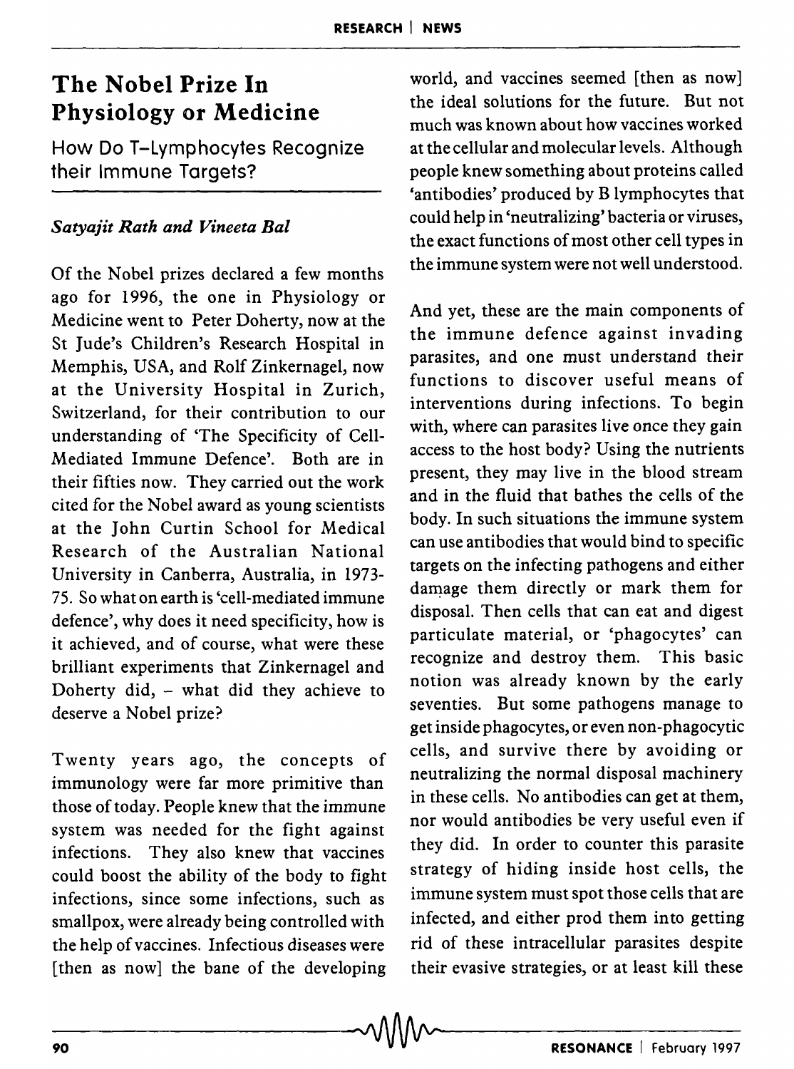# The Nobel Prize In Physiology or Medicine

## How Do T-Lymphocytes Recognize their Immune Targets?

***Satyajit Rath and Vineeta Bal***

Of the Nobel prizes declared a few months ago for 1996, the one in Physiology or Medicine went to Peter Doherty, now at the St Jude's Children's Research Hospital in Memphis, USA, and Rolf Zinkernagel, now at the University Hospital in Zurich, Switzerland, for their contribution to our understanding of 'The Specificity of Cell-Mediated Immune Defence'. Both are in their fifties now. They carried out the work cited for the Nobel award as young scientists at the John Curtin School for Medical Research of the Australian National University in Canberra, Australia, in 1973-75. So what on earth is 'cell-mediated immune defence', why does it need specificity, how is it achieved, and of course, what were these brilliant experiments that Zinkernagel and Doherty did, – what did they achieve to deserve a Nobel prize?

Twenty years ago, the concepts of immunology were far more primitive than those of today. People knew that the immune system was needed for the fight against infections. They also knew that vaccines could boost the ability of the body to fight infections, since some infections, such as smallpox, were already being controlled with the help of vaccines. Infectious diseases were [then as now] the bane of the developing world, and vaccines seemed [then as now] the ideal solutions for the future. But not much was known about how vaccines worked at the cellular and molecular levels. Although people knew something about proteins called 'antibodies' produced by B lymphocytes that could help in 'neutralizing' bacteria or viruses, the exact functions of most other cell types in the immune system were not well understood.

And yet, these are the main components of the immune defence against invading parasites, and one must understand their functions to discover useful means of interventions during infections. To begin with, where can parasites live once they gain access to the host body? Using the nutrients present, they may live in the blood stream and in the fluid that bathes the cells of the body. In such situations the immune system can use antibodies that would bind to specific targets on the infecting pathogens and either damage them directly or mark them for disposal. Then cells that can eat and digest particulate material, or 'phagocytes' can recognize and destroy them. This basic notion was already known by the early seventies. But some pathogens manage to get inside phagocytes, or even non-phagocytic cells, and survive there by avoiding or neutralizing the normal disposal machinery in these cells. No antibodies can get at them, nor would antibodies be very useful even if they did. In order to counter this parasite strategy of hiding inside host cells, the immune system must spot those cells that are infected, and either prod them into getting rid of these intracellular parasites despite their evasive strategies, or at least kill these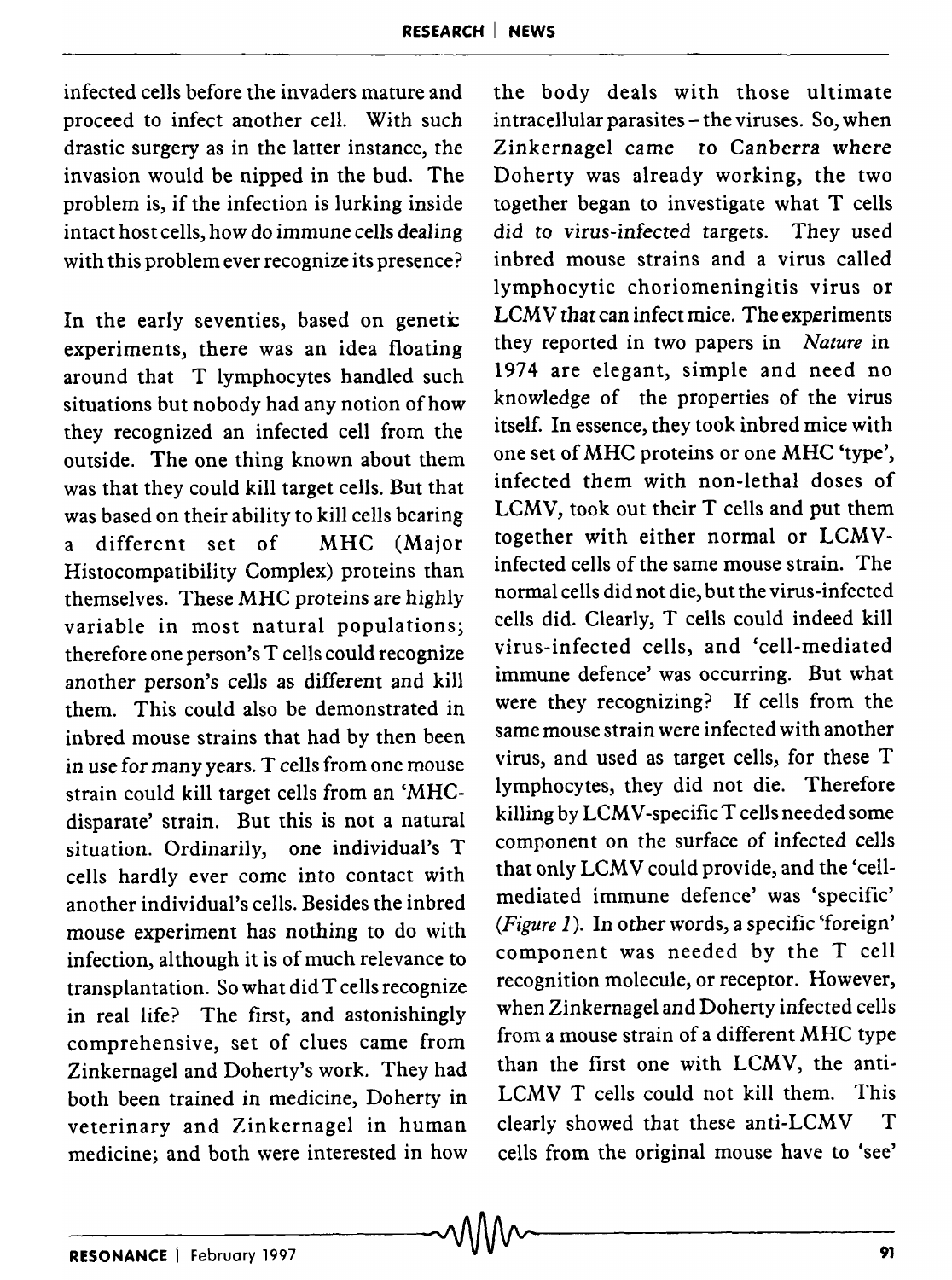infected cells before the invaders mature and proceed to infect another cell. With such drastic surgery as in the latter instance, the invasion would be nipped in the bud. The problem is, if the infection is lurking inside intact host cells, how do immune cells dealing with this problem ever recognize its presence?

In the early seventies, based on genetic experiments, there was an idea floating around that T lymphocytes handled such situations but nobody had any notion of how they recognized an infected cell from the outside. The one thing known about them was that they could kill target cells. But that was based on their ability to kill cells bearing a different set of MHC (Major Histocompatibility Complex) proteins than themselves. These MHC proteins are highly variable in most natural populations; therefore one person's T cells could recognize another person's cells as different and kill them. This could also be demonstrated in inbred mouse strains that had by then been in use for many years. T cells from one mouse strain could kill target cells from an 'MHC-disparate' strain. But this is not a natural situation. Ordinarily, one individual's T cells hardly ever come into contact with another individual's cells. Besides the inbred mouse experiment has nothing to do with infection, although it is of much relevance to transplantation. So what did T cells recognize in real life? The first, and astonishingly comprehensive, set of clues came from Zinkernagel and Doherty's work. They had both been trained in medicine, Doherty in veterinary and Zinkernagel in human medicine; and both were interested in how the body deals with those ultimate intracellular parasites – the viruses. So, when Zinkernagel came to Canberra where Doherty was already working, the two together began to investigate what T cells did to virus-infected targets. They used inbred mouse strains and a virus called lymphocytic choriomeningitis virus or LCMV that can infect mice. The experiments they reported in two papers in *Nature* in 1974 are elegant, simple and need no knowledge of the properties of the virus itself. In essence, they took inbred mice with one set of MHC proteins or one MHC 'type', infected them with non-lethal doses of LCMV, took out their T cells and put them together with either normal or LCMV-infected cells of the same mouse strain. The normal cells did not die, but the virus-infected cells did. Clearly, T cells could indeed kill virus-infected cells, and 'cell-mediated immune defence' was occurring. But what were they recognizing? If cells from the same mouse strain were infected with another virus, and used as target cells, for these T lymphocytes, they did not die. Therefore killing by LCMV-specific T cells needed some component on the surface of infected cells that only LCMV could provide, and the 'cell-mediated immune defence' was 'specific' (*Figure 1*). In other words, a specific 'foreign' component was needed by the T cell recognition molecule, or receptor. However, when Zinkernagel and Doherty infected cells from a mouse strain of a different MHC type than the first one with LCMV, the anti-LCMV T cells could not kill them. This clearly showed that these anti-LCMV T cells from the original mouse have to 'see'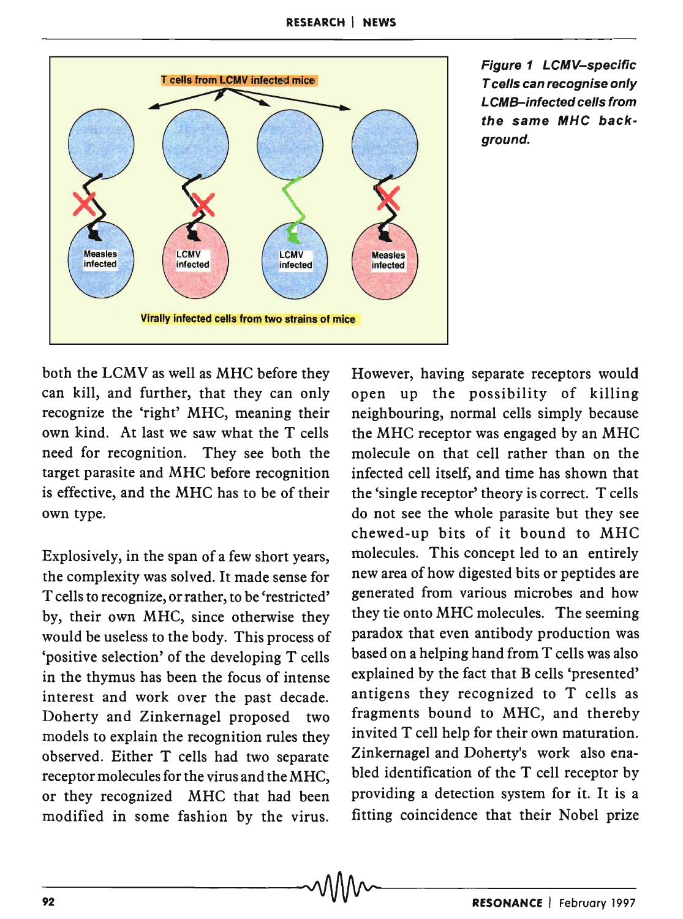T cells from LCMV infected mice

Measles infected

LCMV infected

LCMV infected

Measles infected

Virally infected cells from two strains of mice

***Figure 1 LCMV–specific T cells can recognise only LCMB–infected cells from the same MHC background.***

both the LCMV as well as MHC before they can kill, and further, that they can only recognize the 'right' MHC, meaning their own kind. At last we saw what the T cells need for recognition. They see both the target parasite and MHC before recognition is effective, and the MHC has to be of their own type.

Explosively, in the span of a few short years, the complexity was solved. It made sense for T cells to recognize, or rather, to be 'restricted' by, their own MHC, since otherwise they would be useless to the body. This process of 'positive selection' of the developing T cells in the thymus has been the focus of intense interest and work over the past decade. Doherty and Zinkernagel proposed two models to explain the recognition rules they observed. Either T cells had two separate receptor molecules for the virus and the MHC, or they recognized MHC that had been modified in some fashion by the virus. However, having separate receptors would open up the possibility of killing neighbouring, normal cells simply because the MHC receptor was engaged by an MHC molecule on that cell rather than on the infected cell itself, and time has shown that the 'single receptor' theory is correct. T cells do not see the whole parasite but they see chewed-up bits of it bound to MHC molecules. This concept led to an entirely new area of how digested bits or peptides are generated from various microbes and how they tie onto MHC molecules. The seeming paradox that even antibody production was based on a helping hand from T cells was also explained by the fact that B cells 'presented' antigens they recognized to T cells as fragments bound to MHC, and thereby invited T cell help for their own maturation. Zinkernagel and Doherty's work also enabled identification of the T cell receptor by providing a detection system for it. It is a fitting coincidence that their Nobel prize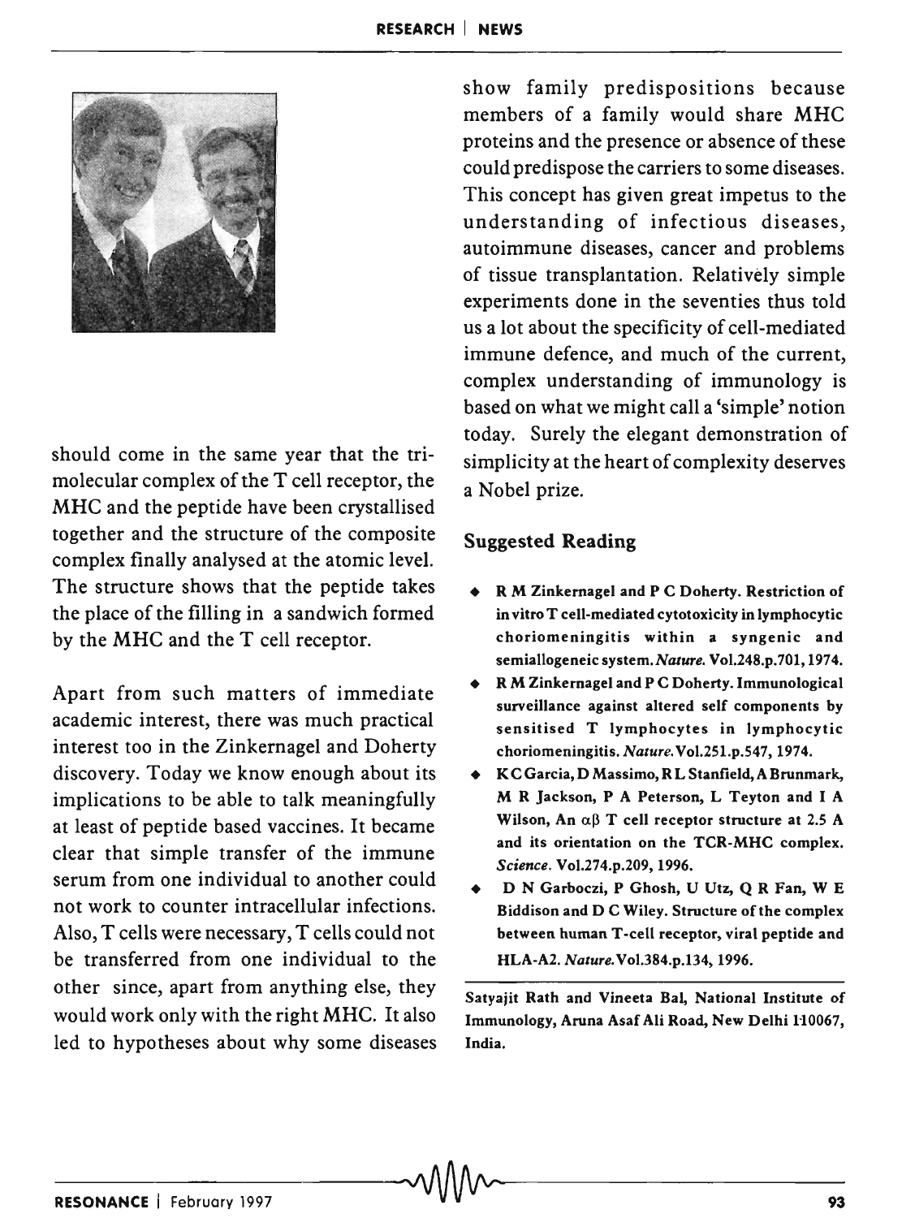should come in the same year that the trimolecular complex of the T cell receptor, the MHC and the peptide have been crystallised together and the structure of the composite complex finally analysed at the atomic level. The structure shows that the peptide takes the place of the filling in a sandwich formed by the MHC and the T cell receptor.

Apart from such matters of immediate academic interest, there was much practical interest too in the Zinkernagel and Doherty discovery. Today we know enough about its implications to be able to talk meaningfully at least of peptide based vaccines. It became clear that simple transfer of the immune serum from one individual to another could not work to counter intracellular infections. Also, T cells were necessary, T cells could not be transferred from one individual to the other since, apart from anything else, they would work only with the right MHC. It also led to hypotheses about why some diseases show family predispositions because members of a family would share MHC proteins and the presence or absence of these could predispose the carriers to some diseases. This concept has given great impetus to the understanding of infectious diseases, autoimmune diseases, cancer and problems of tissue transplantation. Relatively simple experiments done in the seventies thus told us a lot about the specificity of cell-mediated immune defence, and much of the current, complex understanding of immunology is based on what we might call a 'simple' notion today. Surely the elegant demonstration of simplicity at the heart of complexity deserves a Nobel prize.

## Suggested Reading

- **R M Zinkernagel and P C Doherty. Restriction of in vitro T cell-mediated cytotoxicity in lymphocytic choriomeningitis within a syngenic and semiallogeneic system. *Nature.* Vol.248.p.701, 1974.**
- **R M Zinkernagel and P C Doherty. Immunological surveillance against altered self components by sensitised T lymphocytes in lymphocytic choriomeningitis. *Nature.* Vol.251.p.547, 1974.**
- **K C Garcia, D Massimo, R L Stanfield, A Brunmark, M R Jackson, P A Peterson, L Teyton and I A Wilson, An $\alpha\beta$ T cell receptor structure at 2.5 A and its orientation on the TCR-MHC complex. *Science.* Vol.274.p.209, 1996.**
- **D N Garboczi, P Ghosh, U Utz, Q R Fan, W E Biddison and D C Wiley. Structure of the complex between human T-cell receptor, viral peptide and HLA-A2. *Nature.* Vol.384.p.134, 1996.**

**Satyajit Rath and Vineeta Bal, National Institute of Immunology, Aruna Asaf Ali Road, New Delhi 110067, India.**